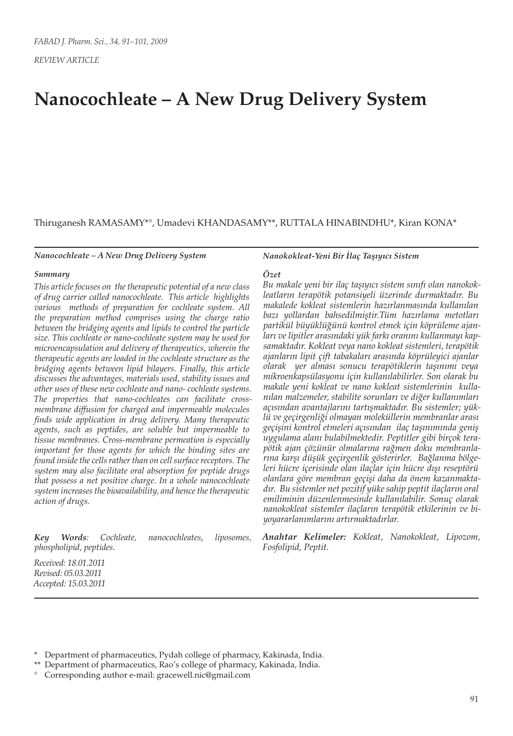REVIEW ARTICLE

# Nanocochleate – A New Drug Delivery System

Thiruganesh RAMASAMY*°, Umadevi KHANDASAMY**, RUTTALA HINABINDHU*, Kiran KONA*

***Nanocochleate – A New Drug Delivery System***

***Summary***

*This article focuses on the therapeutic potential of a new class of drug carrier called nanocochleate. This article highlights various methods of preparation for cochleate system. All the preparation method comprises using the charge ratio between the bridging agents and lipids to control the particle size. This cochleate or nano-cochleate system may be used for microencapsulation and delivery of therapeutics, wherein the therapeutic agents are loaded in the cochleate structure as the bridging agents between lipid bilayers. Finally, this article discusses the advantages, materials used, stability issues and other uses of these new cochleate and nano- cochleate systems. The properties that nano-cochleates can facilitate cross-membrane diffusion for charged and impermeable molecules finds wide application in drug delivery. Many therapeutic agents, such as peptides, are soluble but impermeable to tissue membranes. Cross-membrane permeation is especially important for those agents for which the binding sites are found inside the cells rather than on cell surface receptors. The system may also facilitate oral absorption for peptide drugs that possess a net positive charge. In a whole nanocochleate system increases the bioavailability, and hence the therapeutic action of drugs.*

***Key Words**: Cochleate, nanocochleates, liposomes, phospholipid, peptides.*

*Received: 18.01.2011*
*Revised: 05.03.2011*
*Accepted: 15.03.2011*

***Nanokokleat-Yeni Bir İlaç Taşıyıcı Sistem***

***Özet***

*Bu makale yeni bir ilaç taşıyıcı sistem sınıfı olan nanokokleatların terapötik potansiyeli üzerinde durmaktadır. Bu makalede kokleat sistemlerin hazırlanmasında kullanılan bazı yollardan bahsedilmiştir.Tüm hazırlama metotları partikül büyüklüğünü kontrol etmek için köprüleme ajanları ve lipitler arasındaki yük farkı oranını kullanmayı kapsamaktadır. Kokleat veya nano kokleat sistemleri, terapötik ajanların lipit çift tabakaları arasında köprüleyici ajanlar olarak yer alması sonucu terapötiklerin taşınımı veya mikroenkapsülasyonu için kullanılabilirler. Son olarak bu makale yeni kokleat ve nano kokleat sistemlerinin kullanılan malzemeler, stabilite sorunları ve diğer kullanımları açısından avantajlarını tartışmaktadır. Bu sistemler; yüklü ve geçirgenliği olmayan moleküllerin membranlar arası geçişini kontrol etmeleri açısından ilaç taşınımında geniş uygulama alanı bulabilmektedir. Peptitler gibi birçok terapötik ajan çözünür olmalarına rağmen doku membranlarına karşı düşük geçirgenlik gösterirler. Bağlanma bölgeleri hücre içerisinde olan ilaçlar için hücre dışı reseptörü olanlara göre membran geçişi daha da önem kazanmaktadır. Bu sistemler net pozitif yüke sahip peptit ilaçların oral emiliminin düzenlenmesinde kullanılabilir. Sonuç olarak nanokokleat sistemler ilaçların terapötik etkilerinin ve biyoyararlanımlarını artırmaktadırlar.*

***Anahtar Kelimeler:** Kokleat, Nanokokleat, Lipozom, Fosfolipid, Peptit.*

\* Department of pharmaceutics, Pydah college of pharmacy, Kakinada, India.
\** Department of pharmaceutics, Rao's college of pharmacy, Kakinada, India.
° Corresponding author e-mail: gracewell.nic@gmail.com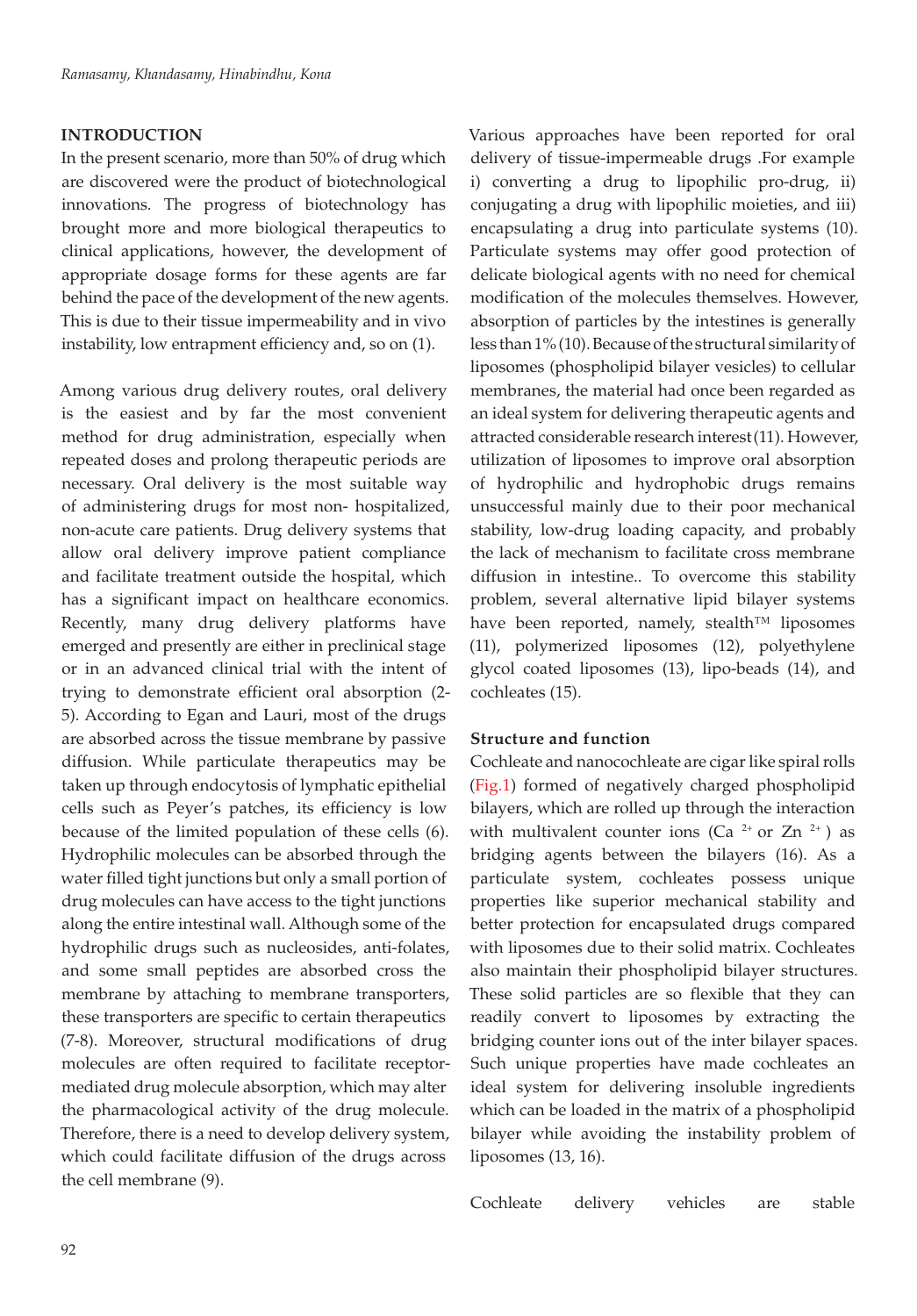## INTRODUCTION

In the present scenario, more than 50% of drug which are discovered were the product of biotechnological innovations. The progress of biotechnology has brought more and more biological therapeutics to clinical applications, however, the development of appropriate dosage forms for these agents are far behind the pace of the development of the new agents. This is due to their tissue impermeability and in vivo instability, low entrapment efficiency and, so on (1).

Among various drug delivery routes, oral delivery is the easiest and by far the most convenient method for drug administration, especially when repeated doses and prolong therapeutic periods are necessary. Oral delivery is the most suitable way of administering drugs for most non- hospitalized, non-acute care patients. Drug delivery systems that allow oral delivery improve patient compliance and facilitate treatment outside the hospital, which has a significant impact on healthcare economics. Recently, many drug delivery platforms have emerged and presently are either in preclinical stage or in an advanced clinical trial with the intent of trying to demonstrate efficient oral absorption (2-5). According to Egan and Lauri, most of the drugs are absorbed across the tissue membrane by passive diffusion. While particulate therapeutics may be taken up through endocytosis of lymphatic epithelial cells such as Peyer's patches, its efficiency is low because of the limited population of these cells (6). Hydrophilic molecules can be absorbed through the water filled tight junctions but only a small portion of drug molecules can have access to the tight junctions along the entire intestinal wall. Although some of the hydrophilic drugs such as nucleosides, anti-folates, and some small peptides are absorbed cross the membrane by attaching to membrane transporters, these transporters are specific to certain therapeutics (7-8). Moreover, structural modifications of drug molecules are often required to facilitate receptor-mediated drug molecule absorption, which may alter the pharmacological activity of the drug molecule. Therefore, there is a need to develop delivery system, which could facilitate diffusion of the drugs across the cell membrane (9).

Various approaches have been reported for oral delivery of tissue-impermeable drugs .For example i) converting a drug to lipophilic pro-drug, ii) conjugating a drug with lipophilic moieties, and iii) encapsulating a drug into particulate systems (10). Particulate systems may offer good protection of delicate biological agents with no need for chemical modification of the molecules themselves. However, absorption of particles by the intestines is generally less than 1% (10). Because of the structural similarity of liposomes (phospholipid bilayer vesicles) to cellular membranes, the material had once been regarded as an ideal system for delivering therapeutic agents and attracted considerable research interest (11). However, utilization of liposomes to improve oral absorption of hydrophilic and hydrophobic drugs remains unsuccessful mainly due to their poor mechanical stability, low-drug loading capacity, and probably the lack of mechanism to facilitate cross membrane diffusion in intestine.. To overcome this stability problem, several alternative lipid bilayer systems have been reported, namely, stealth™ liposomes (11), polymerized liposomes (12), polyethylene glycol coated liposomes (13), lipo-beads (14), and cochleates (15).

### Structure and function

Cochleate and nanocochleate are cigar like spiral rolls (Fig.1) formed of negatively charged phospholipid bilayers, which are rolled up through the interaction with multivalent counter ions ($Ca^{2+}$ or $Zn^{2+}$) as bridging agents between the bilayers (16). As a particulate system, cochleates possess unique properties like superior mechanical stability and better protection for encapsulated drugs compared with liposomes due to their solid matrix. Cochleates also maintain their phospholipid bilayer structures. These solid particles are so flexible that they can readily convert to liposomes by extracting the bridging counter ions out of the inter bilayer spaces. Such unique properties have made cochleates an ideal system for delivering insoluble ingredients which can be loaded in the matrix of a phospholipid bilayer while avoiding the instability problem of liposomes (13, 16).

Cochleate delivery vehicles are stable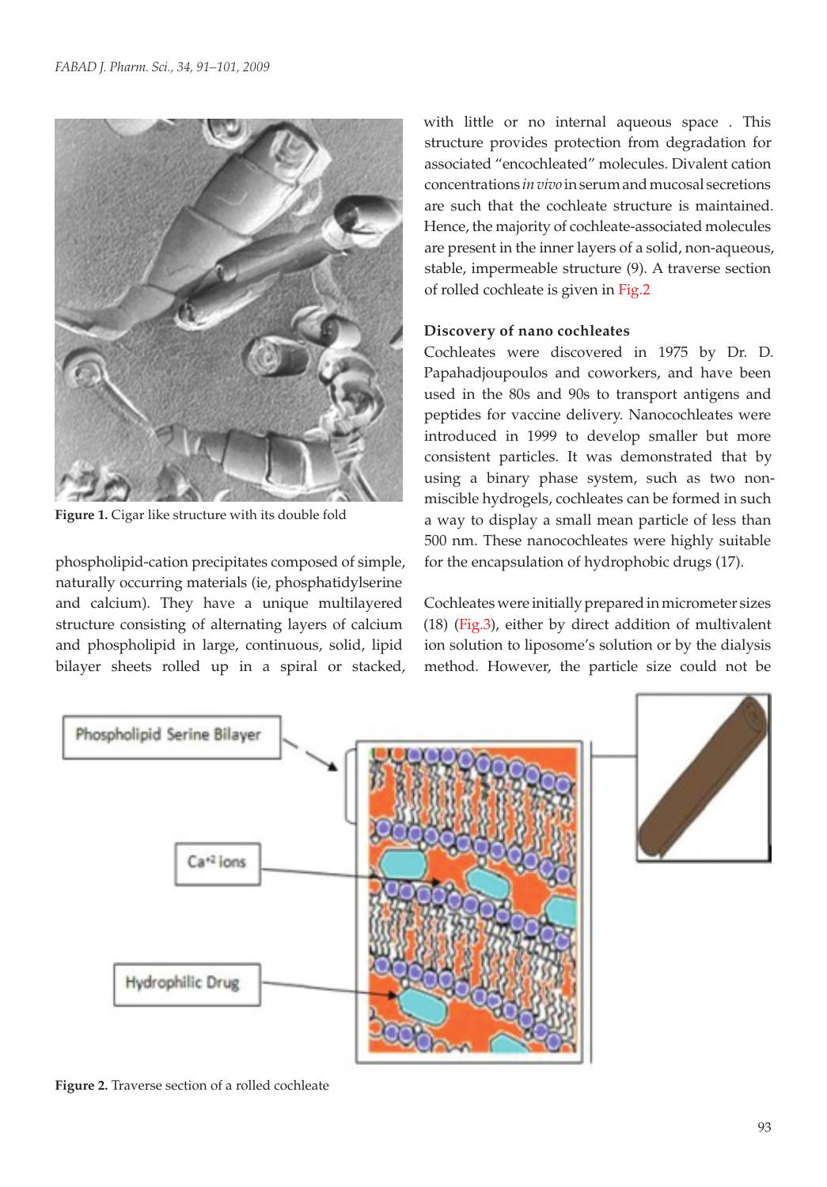Figure 1. Cigar like structure with its double fold

phospholipid-cation precipitates composed of simple, naturally occurring materials (ie, phosphatidylserine and calcium). They have a unique multilayered structure consisting of alternating layers of calcium and phospholipid in large, continuous, solid, lipid bilayer sheets rolled up in a spiral or stacked, with little or no internal aqueous space . This structure provides protection from degradation for associated "encochleated" molecules. Divalent cation concentrations *in vivo* in serum and mucosal secretions are such that the cochleate structure is maintained. Hence, the majority of cochleate-associated molecules are present in the inner layers of a solid, non-aqueous, stable, impermeable structure (9). A traverse section of rolled cochleate is given in Fig.2

### Discovery of nano cochleates

Cochleates were discovered in 1975 by Dr. D. Papahadjoupoulos and coworkers, and have been used in the 80s and 90s to transport antigens and peptides for vaccine delivery. Nanocochleates were introduced in 1999 to develop smaller but more consistent particles. It was demonstrated that by using a binary phase system, such as two non-miscible hydrogels, cochleates can be formed in such a way to display a small mean particle of less than 500 nm. These nanocochleates were highly suitable for the encapsulation of hydrophobic drugs (17).

Cochleates were initially prepared in micrometer sizes (18) (Fig.3), either by direct addition of multivalent ion solution to liposome's solution or by the dialysis method. However, the particle size could not be

Figure 2. Traverse section of a rolled cochleate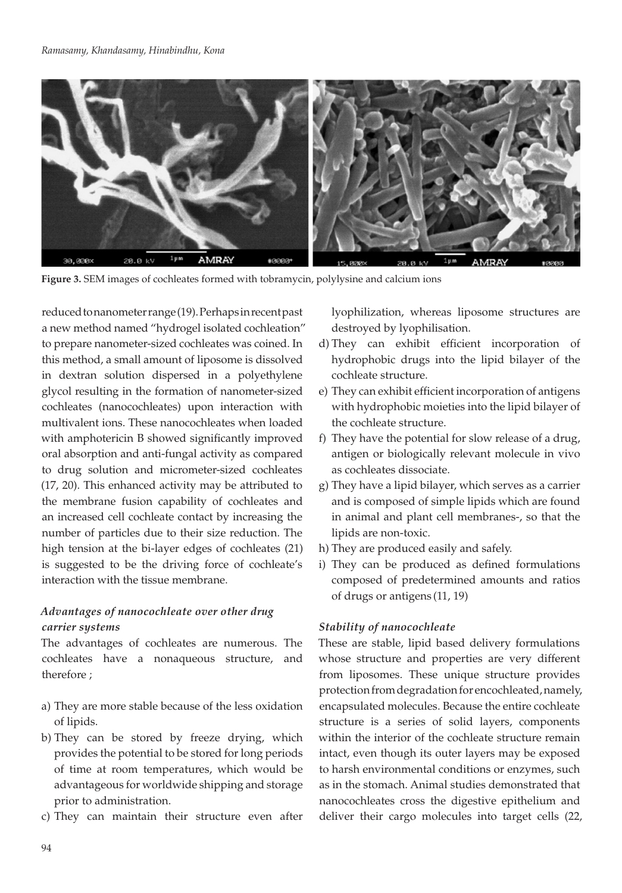Figure 3. SEM images of cochleates formed with tobramycin, polylysine and calcium ions

reduced to nanometer range (19). Perhaps in recent past a new method named "hydrogel isolated cochleation" to prepare nanometer-sized cochleates was coined. In this method, a small amount of liposome is dissolved in dextran solution dispersed in a polyethylene glycol resulting in the formation of nanometer-sized cochleates (nanocochleates) upon interaction with multivalent ions. These nanocochleates when loaded with amphotericin B showed significantly improved oral absorption and anti-fungal activity as compared to drug solution and micrometer-sized cochleates (17, 20). This enhanced activity may be attributed to the membrane fusion capability of cochleates and an increased cell cochleate contact by increasing the number of particles due to their size reduction. The high tension at the bi-layer edges of cochleates (21) is suggested to be the driving force of cochleate's interaction with the tissue membrane.

### *Advantages of nanocochleate over other drug carrier systems*

The advantages of cochleates are numerous. The cochleates have a nonaqueous structure, and therefore ;

a) They are more stable because of the less oxidation of lipids.
b) They can be stored by freeze drying, which provides the potential to be stored for long periods of time at room temperatures, which would be advantageous for worldwide shipping and storage prior to administration.
c) They can maintain their structure even after lyophilization, whereas liposome structures are destroyed by lyophilisation.
d) They can exhibit efficient incorporation of hydrophobic drugs into the lipid bilayer of the cochleate structure.
e) They can exhibit efficient incorporation of antigens with hydrophobic moieties into the lipid bilayer of the cochleate structure.
f) They have the potential for slow release of a drug, antigen or biologically relevant molecule in vivo as cochleates dissociate.
g) They have a lipid bilayer, which serves as a carrier and is composed of simple lipids which are found in animal and plant cell membranes-, so that the lipids are non-toxic.
h) They are produced easily and safely.
i) They can be produced as defined formulations composed of predetermined amounts and ratios of drugs or antigens (11, 19)

### *Stability of nanocochleate*

These are stable, lipid based delivery formulations whose structure and properties are very different from liposomes. These unique structure provides protection from degradation for encochleated, namely, encapsulated molecules. Because the entire cochleate structure is a series of solid layers, components within the interior of the cochleate structure remain intact, even though its outer layers may be exposed to harsh environmental conditions or enzymes, such as in the stomach. Animal studies demonstrated that nanocochleates cross the digestive epithelium and deliver their cargo molecules into target cells (22,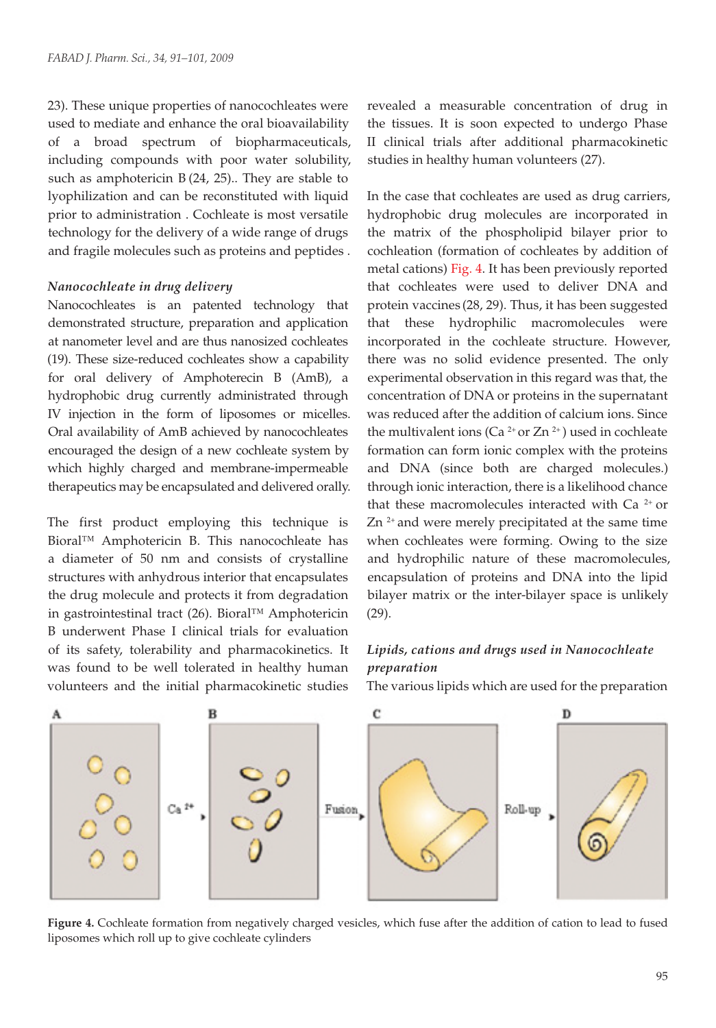23). These unique properties of nanocochleates were used to mediate and enhance the oral bioavailability of a broad spectrum of biopharmaceuticals, including compounds with poor water solubility, such as amphotericin B (24, 25).. They are stable to lyophilization and can be reconstituted with liquid prior to administration . Cochleate is most versatile technology for the delivery of a wide range of drugs and fragile molecules such as proteins and peptides .

### *Nanocochleate in drug delivery*

Nanocochleates is an patented technology that demonstrated structure, preparation and application at nanometer level and are thus nanosized cochleates (19). These size-reduced cochleates show a capability for oral delivery of Amphoterecin B (AmB), a hydrophobic drug currently administrated through IV injection in the form of liposomes or micelles. Oral availability of AmB achieved by nanocochleates encouraged the design of a new cochleate system by which highly charged and membrane-impermeable therapeutics may be encapsulated and delivered orally.

The first product employing this technique is Bioral™ Amphotericin B. This nanocochleate has a diameter of 50 nm and consists of crystalline structures with anhydrous interior that encapsulates the drug molecule and protects it from degradation in gastrointestinal tract (26). Bioral™ Amphotericin B underwent Phase I clinical trials for evaluation of its safety, tolerability and pharmacokinetics. It was found to be well tolerated in healthy human volunteers and the initial pharmacokinetic studies revealed a measurable concentration of drug in the tissues. It is soon expected to undergo Phase II clinical trials after additional pharmacokinetic studies in healthy human volunteers (27).

In the case that cochleates are used as drug carriers, hydrophobic drug molecules are incorporated in the matrix of the phospholipid bilayer prior to cochleation (formation of cochleates by addition of metal cations) Fig. 4. It has been previously reported that cochleates were used to deliver DNA and protein vaccines (28, 29). Thus, it has been suggested that these hydrophilic macromolecules were incorporated in the cochleate structure. However, there was no solid evidence presented. The only experimental observation in this regard was that, the concentration of DNA or proteins in the supernatant was reduced after the addition of calcium ions. Since the multivalent ions ($Ca^{2+}$ or $Zn^{2+}$) used in cochleate formation can form ionic complex with the proteins and DNA (since both are charged molecules.) through ionic interaction, there is a likelihood chance that these macromolecules interacted with $Ca^{2+}$ or $Zn^{2+}$ and were merely precipitated at the same time when cochleates were forming. Owing to the size and hydrophilic nature of these macromolecules, encapsulation of proteins and DNA into the lipid bilayer matrix or the inter-bilayer space is unlikely (29).

### *Lipids, cations and drugs used in Nanocochleate preparation*

The various lipids which are used for the preparation

**Figure 4.** Cochleate formation from negatively charged vesicles, which fuse after the addition of cation to lead to fused liposomes which roll up to give cochleate cylinders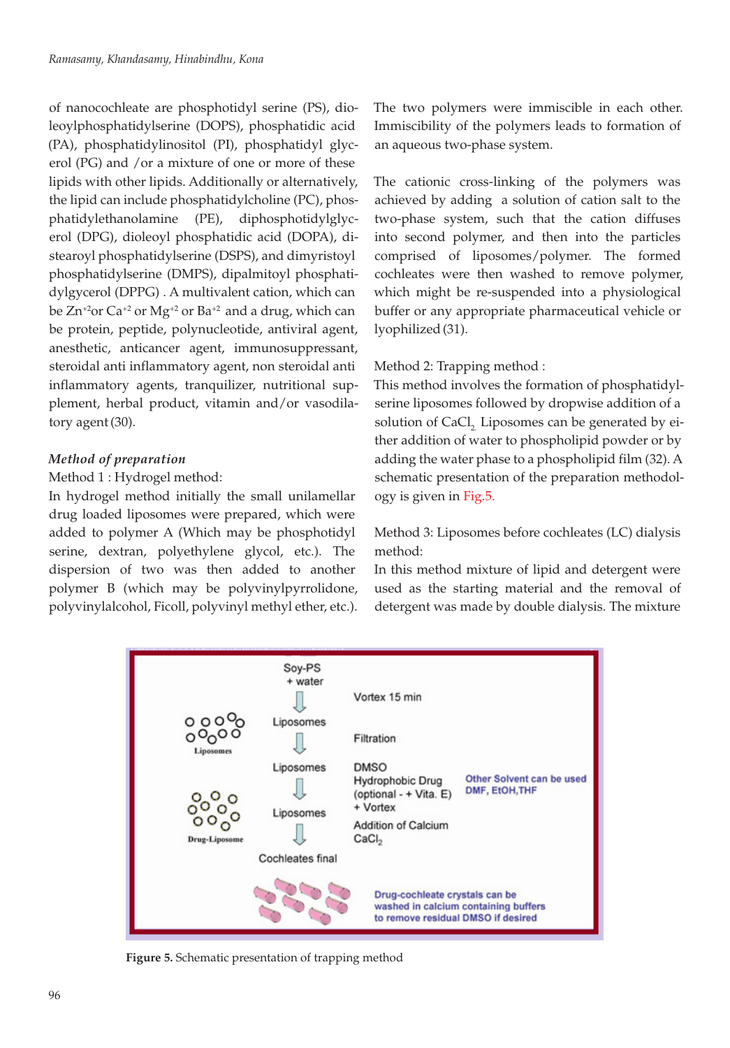of nanocochleate are phosphotidyl serine (PS), dioleoylphosphatidylserine (DOPS), phosphatidic acid (PA), phosphatidylinositol (PI), phosphatidyl glycerol (PG) and /or a mixture of one or more of these lipids with other lipids. Additionally or alternatively, the lipid can include phosphatidylcholine (PC), phosphatidylethanolamine (PE), diphosphotidylglycerol (DPG), dioleoyl phosphatidic acid (DOPA), distearoyl phosphatidylserine (DSPS), and dimyristoyl phosphatidylserine (DMPS), dipalmitoyl phosphatidylgycerol (DPPG) . A multivalent cation, which can be $Zn^{+2}$or $Ca^{+2}$ or $Mg^{+2}$ or $Ba^{+2}$ and a drug, which can be protein, peptide, polynucleotide, antiviral agent, anesthetic, anticancer agent, immunosuppressant, steroidal anti inflammatory agent, non steroidal anti inflammatory agents, tranquilizer, nutritional supplement, herbal product, vitamin and/or vasodilatory agent (30).

### *Method of preparation*

Method 1 : Hydrogel method:

In hydrogel method initially the small unilamellar drug loaded liposomes were prepared, which were added to polymer A (Which may be phosphotidyl serine, dextran, polyethylene glycol, etc.). The dispersion of two was then added to another polymer B (which may be polyvinylpyrrolidone, polyvinylalcohol, Ficoll, polyvinyl methyl ether, etc.). The two polymers were immiscible in each other. Immiscibility of the polymers leads to formation of an aqueous two-phase system.

The cationic cross-linking of the polymers was achieved by adding a solution of cation salt to the two-phase system, such that the cation diffuses into second polymer, and then into the particles comprised of liposomes/polymer. The formed cochleates were then washed to remove polymer, which might be re-suspended into a physiological buffer or any appropriate pharmaceutical vehicle or lyophilized (31).

Method 2: Trapping method :

This method involves the formation of phosphatidylserine liposomes followed by dropwise addition of a solution of $CaCl_2$. Liposomes can be generated by either addition of water to phospholipid powder or by adding the water phase to a phospholipid film (32). A schematic presentation of the preparation methodology is given in Fig.5.

Method 3: Liposomes before cochleates (LC) dialysis method:

In this method mixture of lipid and detergent were used as the starting material and the removal of detergent was made by double dialysis. The mixture

**Figure 5.** Schematic presentation of trapping method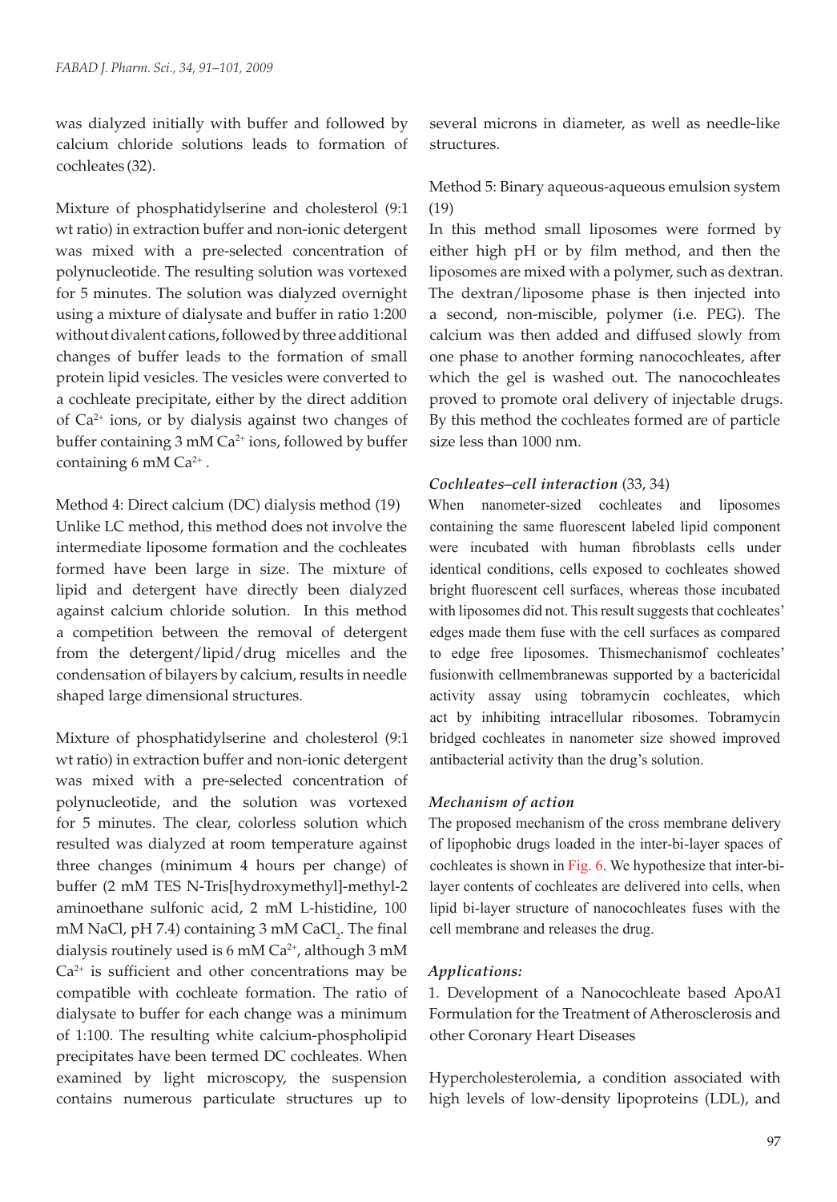was dialyzed initially with buffer and followed by calcium chloride solutions leads to formation of cochleates (32).

Mixture of phosphatidylserine and cholesterol (9:1 wt ratio) in extraction buffer and non-ionic detergent was mixed with a pre-selected concentration of polynucleotide. The resulting solution was vortexed for 5 minutes. The solution was dialyzed overnight using a mixture of dialysate and buffer in ratio 1:200 without divalent cations, followed by three additional changes of buffer leads to the formation of small protein lipid vesicles. The vesicles were converted to a cochleate precipitate, either by the direct addition of $Ca^{2+}$ ions, or by dialysis against two changes of buffer containing 3 mM $Ca^{2+}$ ions, followed by buffer containing 6 mM $Ca^{2+}$ .

Method 4: Direct calcium (DC) dialysis method (19)

Unlike LC method, this method does not involve the intermediate liposome formation and the cochleates formed have been large in size. The mixture of lipid and detergent have directly been dialyzed against calcium chloride solution. In this method a competition between the removal of detergent from the detergent/lipid/drug micelles and the condensation of bilayers by calcium, results in needle shaped large dimensional structures.

Mixture of phosphatidylserine and cholesterol (9:1 wt ratio) in extraction buffer and non-ionic detergent was mixed with a pre-selected concentration of polynucleotide, and the solution was vortexed for 5 minutes. The clear, colorless solution which resulted was dialyzed at room temperature against three changes (minimum 4 hours per change) of buffer (2 mM TES N-Tris[hydroxymethyl]-methyl-2 aminoethane sulfonic acid, 2 mM L-histidine, 100 mM NaCl, pH 7.4) containing 3 mM $CaCl_2$. The final dialysis routinely used is 6 mM $Ca^{2+}$, although 3 mM $Ca^{2+}$ is sufficient and other concentrations may be compatible with cochleate formation. The ratio of dialysate to buffer for each change was a minimum of 1:100. The resulting white calcium-phospholipid precipitates have been termed DC cochleates. When examined by light microscopy, the suspension contains numerous particulate structures up to several microns in diameter, as well as needle-like structures.

Method 5: Binary aqueous-aqueous emulsion system (19)

In this method small liposomes were formed by either high pH or by film method, and then the liposomes are mixed with a polymer, such as dextran. The dextran/liposome phase is then injected into a second, non-miscible, polymer (i.e. PEG). The calcium was then added and diffused slowly from one phase to another forming nanocochleates, after which the gel is washed out. The nanocochleates proved to promote oral delivery of injectable drugs. By this method the cochleates formed are of particle size less than 1000 nm.

### *Cochleates–cell interaction* (33, 34)

When nanometer-sized cochleates and liposomes containing the same fluorescent labeled lipid component were incubated with human fibroblasts cells under identical conditions, cells exposed to cochleates showed bright fluorescent cell surfaces, whereas those incubated with liposomes did not. This result suggests that cochleates' edges made them fuse with the cell surfaces as compared to edge free liposomes. Thismechanismof cochleates' fusionwith cellmembranewas supported by a bactericidal activity assay using tobramycin cochleates, which act by inhibiting intracellular ribosomes. Tobramycin bridged cochleates in nanometer size showed improved antibacterial activity than the drug's solution.

### *Mechanism of action*

The proposed mechanism of the cross membrane delivery of lipophobic drugs loaded in the inter-bi-layer spaces of cochleates is shown in Fig. 6. We hypothesize that inter-bi-layer contents of cochleates are delivered into cells, when lipid bi-layer structure of nanocochleates fuses with the cell membrane and releases the drug.

### *Applications:*

1. Development of a Nanocochleate based ApoA1 Formulation for the Treatment of Atherosclerosis and other Coronary Heart Diseases

Hypercholesterolemia, a condition associated with high levels of low-density lipoproteins (LDL), and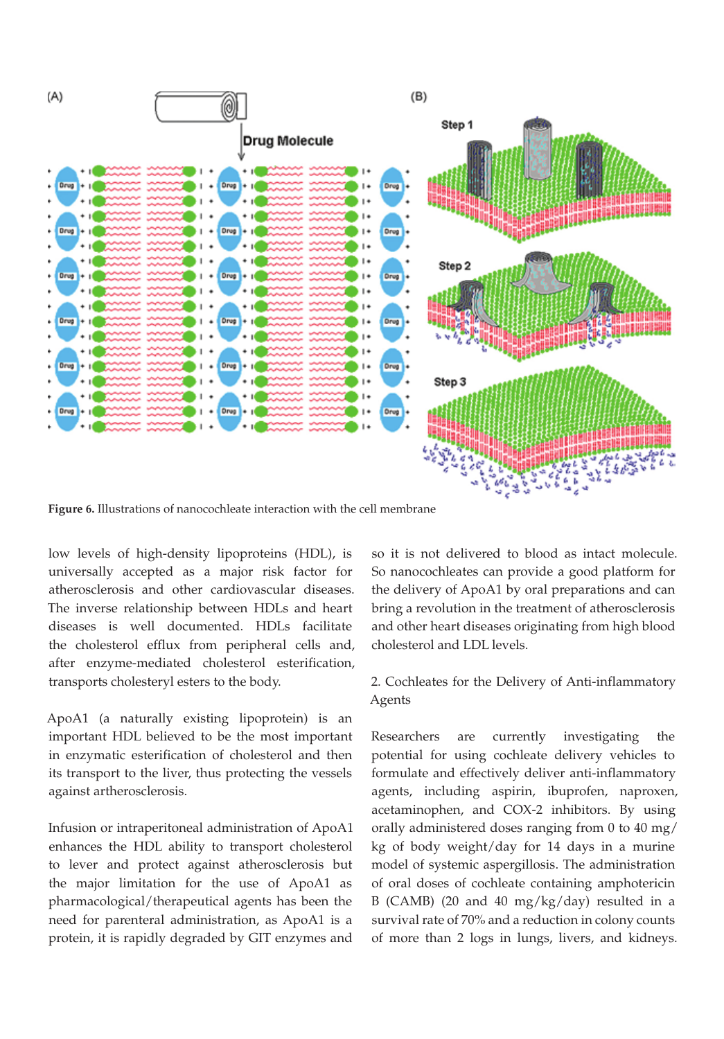**Figure 6.** Illustrations of nanocochleate interaction with the cell membrane

low levels of high-density lipoproteins (HDL), is universally accepted as a major risk factor for atherosclerosis and other cardiovascular diseases. The inverse relationship between HDLs and heart diseases is well documented. HDLs facilitate the cholesterol efflux from peripheral cells and, after enzyme-mediated cholesterol esterification, transports cholesteryl esters to the body.

ApoA1 (a naturally existing lipoprotein) is an important HDL believed to be the most important in enzymatic esterification of cholesterol and then its transport to the liver, thus protecting the vessels against artherosclerosis.

Infusion or intraperitoneal administration of ApoA1 enhances the HDL ability to transport cholesterol to lever and protect against atherosclerosis but the major limitation for the use of ApoA1 as pharmacological/therapeutical agents has been the need for parenteral administration, as ApoA1 is a protein, it is rapidly degraded by GIT enzymes and so it is not delivered to blood as intact molecule. So nanocochleates can provide a good platform for the delivery of ApoA1 by oral preparations and can bring a revolution in the treatment of atherosclerosis and other heart diseases originating from high blood cholesterol and LDL levels.

2. Cochleates for the Delivery of Anti-inflammatory Agents

Researchers are currently investigating the potential for using cochleate delivery vehicles to formulate and effectively deliver anti-inflammatory agents, including aspirin, ibuprofen, naproxen, acetaminophen, and COX-2 inhibitors. By using orally administered doses ranging from 0 to 40 mg/kg of body weight/day for 14 days in a murine model of systemic aspergillosis. The administration of oral doses of cochleate containing amphotericin B (CAMB) (20 and 40 mg/kg/day) resulted in a survival rate of 70% and a reduction in colony counts of more than 2 logs in lungs, livers, and kidneys.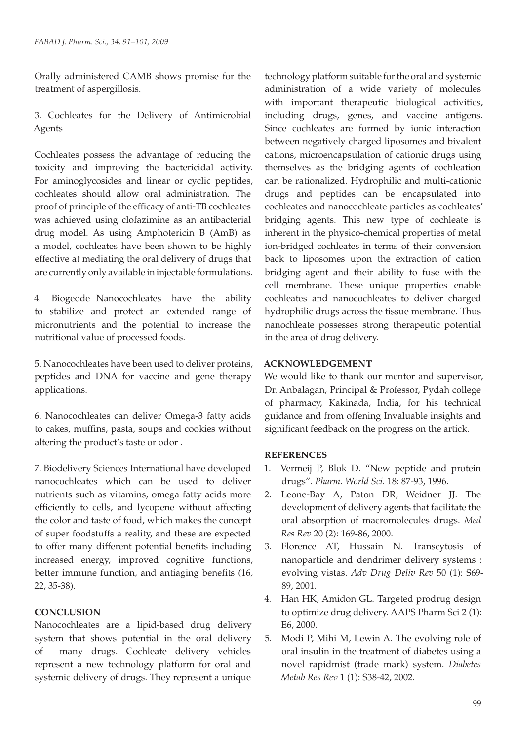Orally administered CAMB shows promise for the treatment of aspergillosis.

3. Cochleates for the Delivery of Antimicrobial Agents

Cochleates possess the advantage of reducing the toxicity and improving the bactericidal activity. For aminoglycosides and linear or cyclic peptides, cochleates should allow oral administration. The proof of principle of the efficacy of anti-TB cochleates was achieved using clofazimine as an antibacterial drug model. As using Amphotericin B (AmB) as a model, cochleates have been shown to be highly effective at mediating the oral delivery of drugs that are currently only available in injectable formulations.

4. Biogeode Nanocochleates have the ability to stabilize and protect an extended range of micronutrients and the potential to increase the nutritional value of processed foods.

5. Nanocochleates have been used to deliver proteins, peptides and DNA for vaccine and gene therapy applications.

6. Nanocochleates can deliver Omega-3 fatty acids to cakes, muffins, pasta, soups and cookies without altering the product's taste or odor .

7. Biodelivery Sciences International have developed nanocochleates which can be used to deliver nutrients such as vitamins, omega fatty acids more efficiently to cells, and lycopene without affecting the color and taste of food, which makes the concept of super foodstuffs a reality, and these are expected to offer many different potential benefits including increased energy, improved cognitive functions, better immune function, and antiaging benefits (16, 22, 35-38).

## CONCLUSION

Nanocochleates are a lipid-based drug delivery system that shows potential in the oral delivery of many drugs. Cochleate delivery vehicles represent a new technology platform for oral and systemic delivery of drugs. They represent a unique technology platform suitable for the oral and systemic administration of a wide variety of molecules with important therapeutic biological activities, including drugs, genes, and vaccine antigens. Since cochleates are formed by ionic interaction between negatively charged liposomes and bivalent cations, microencapsulation of cationic drugs using themselves as the bridging agents of cochleation can be rationalized. Hydrophilic and multi-cationic drugs and peptides can be encapsulated into cochleates and nanocochleate particles as cochleates' bridging agents. This new type of cochleate is inherent in the physico-chemical properties of metal ion-bridged cochleates in terms of their conversion back to liposomes upon the extraction of cation bridging agent and their ability to fuse with the cell membrane. These unique properties enable cochleates and nanocochleates to deliver charged hydrophilic drugs across the tissue membrane. Thus nanochleate possesses strong therapeutic potential in the area of drug delivery.

## ACKNOWLEDGEMENT

We would like to thank our mentor and supervisor, Dr. Anbalagan, Principal & Professor, Pydah college of pharmacy, Kakinada, India, for his technical guidance and from offening Invaluable insights and significant feedback on the progress on the artick.

## REFERENCES

1. Vermeij P, Blok D. "New peptide and protein drugs". *Pharm. World Sci.* 18: 87-93, 1996.
2. Leone-Bay A, Paton DR, Weidner JJ. The development of delivery agents that facilitate the oral absorption of macromolecules drugs. *Med Res Rev* 20 (2): 169-86, 2000.
3. Florence AT, Hussain N. Transcytosis of nanoparticle and dendrimer delivery systems : evolving vistas. *Adv Drug Deliv Rev* 50 (1): S69-89, 2001.
4. Han HK, Amidon GL. Targeted prodrug design to optimize drug delivery. AAPS Pharm Sci 2 (1): E6, 2000.
5. Modi P, Mihi M, Lewin A. The evolving role of oral insulin in the treatment of diabetes using a novel rapidmist (trade mark) system. *Diabetes Metab Res Rev* 1 (1): S38-42, 2002.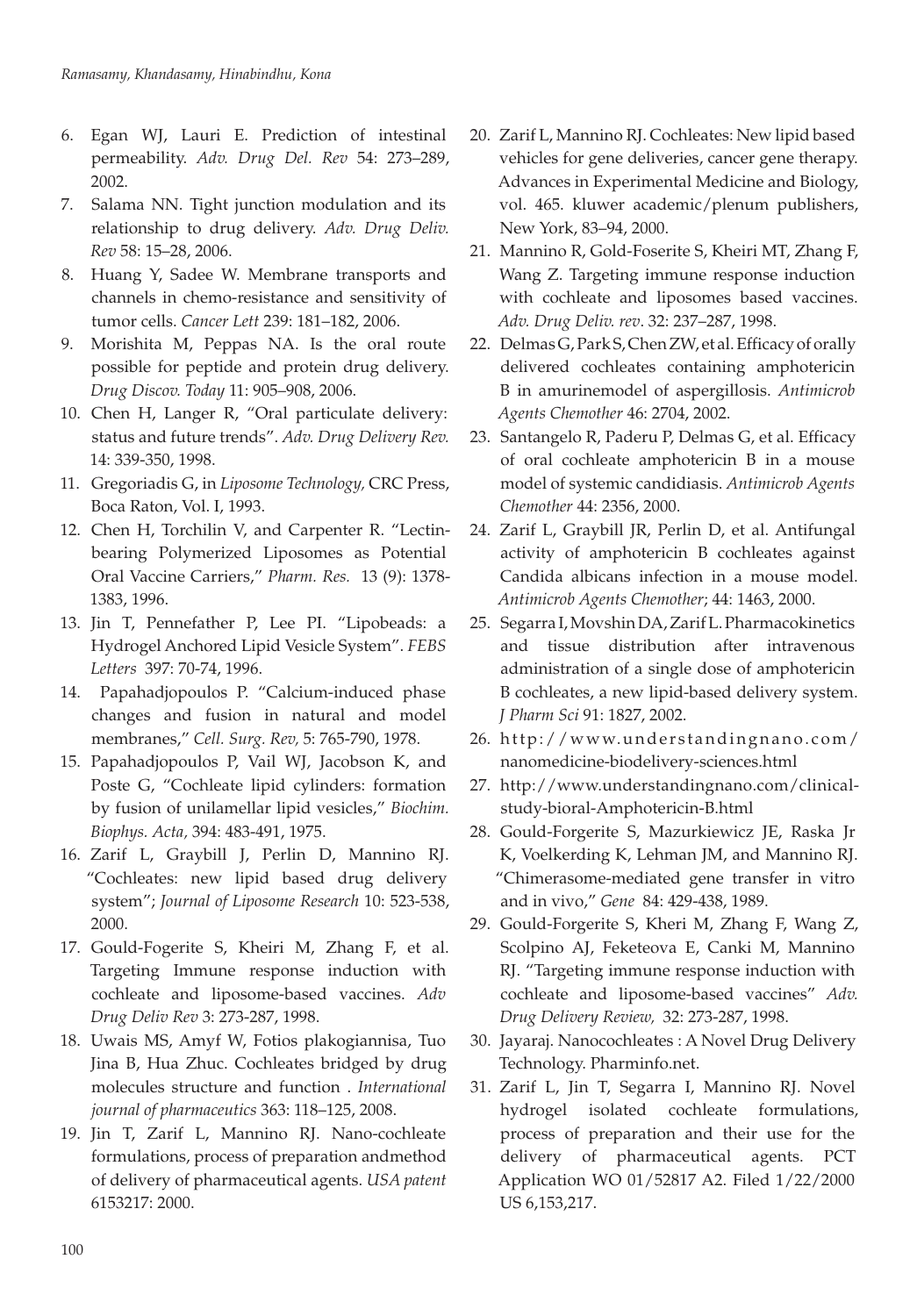6. Egan WJ, Lauri E. Prediction of intestinal permeability. *Adv. Drug Del. Rev* 54: 273–289, 2002.
7. Salama NN. Tight junction modulation and its relationship to drug delivery. *Adv. Drug Deliv. Rev* 58: 15–28, 2006.
8. Huang Y, Sadee W. Membrane transports and channels in chemo-resistance and sensitivity of tumor cells. *Cancer Lett* 239: 181–182, 2006.
9. Morishita M, Peppas NA. Is the oral route possible for peptide and protein drug delivery. *Drug Discov. Today* 11: 905–908, 2006.
10. Chen H, Langer R, "Oral particulate delivery: status and future trends". *Adv. Drug Delivery Rev.* 14: 339-350, 1998.
11. Gregoriadis G, in *Liposome Technology,* CRC Press, Boca Raton, Vol. I, 1993.
12. Chen H, Torchilin V, and Carpenter R. "Lectin-bearing Polymerized Liposomes as Potential Oral Vaccine Carriers," *Pharm. Res.* 13 (9): 1378-1383, 1996.
13. Jin T, Pennefather P, Lee PI. "Lipobeads: a Hydrogel Anchored Lipid Vesicle System". *FEBS Letters* 397: 70-74, 1996.
14. Papahadjopoulos P. "Calcium-induced phase changes and fusion in natural and model membranes," *Cell. Surg. Rev,* 5: 765-790, 1978.
15. Papahadjopoulos P, Vail WJ, Jacobson K, and Poste G, "Cochleate lipid cylinders: formation by fusion of unilamellar lipid vesicles," *Biochim. Biophys. Acta,* 394: 483-491, 1975.
16. Zarif L, Graybill J, Perlin D, Mannino RJ. "Cochleates: new lipid based drug delivery system"; *Journal of Liposome Research* 10: 523-538, 2000.
17. Gould-Fogerite S, Kheiri M, Zhang F, et al. Targeting Immune response induction with cochleate and liposome-based vaccines. *Adv Drug Deliv Rev* 3: 273-287, 1998.
18. Uwais MS, Amyf W, Fotios plakogiannisa, Tuo Jina B, Hua Zhuc. Cochleates bridged by drug molecules structure and function . *International journal of pharmaceutics* 363: 118–125, 2008.
19. Jin T, Zarif L, Mannino RJ. Nano-cochleate formulations, process of preparation andmethod of delivery of pharmaceutical agents. *USA patent* 6153217: 2000.
20. Zarif L, Mannino RJ. Cochleates: New lipid based vehicles for gene deliveries, cancer gene therapy. Advances in Experimental Medicine and Biology, vol. 465. kluwer academic/plenum publishers, New York, 83–94, 2000.
21. Mannino R, Gold-Foserite S, Kheiri MT, Zhang F, Wang Z. Targeting immune response induction with cochleate and liposomes based vaccines. *Adv. Drug Deliv. rev*. 32: 237–287, 1998.
22. Delmas G, Park S, Chen ZW, et al. Efficacy of orally delivered cochleates containing amphotericin B in amurinemodel of aspergillosis. *Antimicrob Agents Chemother* 46: 2704, 2002.
23. Santangelo R, Paderu P, Delmas G, et al. Efficacy of oral cochleate amphotericin B in a mouse model of systemic candidiasis. *Antimicrob Agents Chemother* 44: 2356, 2000.
24. Zarif L, Graybill JR, Perlin D, et al. Antifungal activity of amphotericin B cochleates against Candida albicans infection in a mouse model. *Antimicrob Agents Chemother*; 44: 1463, 2000.
25. Segarra I, Movshin DA, Zarif L. Pharmacokinetics and tissue distribution after intravenous administration of a single dose of amphotericin B cochleates, a new lipid-based delivery system. *J Pharm Sci* 91: 1827, 2002.
26. http://www.understandingnano.com/nanomedicine-biodelivery-sciences.html
27. http://www.understandingnano.com/clinical-study-bioral-Amphotericin-B.html
28. Gould-Forgerite S, Mazurkiewicz JE, Raska Jr K, Voelkerding K, Lehman JM, and Mannino RJ. "Chimerasome-mediated gene transfer in vitro and in vivo," *Gene* 84: 429-438, 1989.
29. Gould-Forgerite S, Kheri M, Zhang F, Wang Z, Scolpino AJ, Feketeova E, Canki M, Mannino RJ. "Targeting immune response induction with cochleate and liposome-based vaccines" *Adv. Drug Delivery Review,* 32: 273-287, 1998.
30. Jayaraj. Nanocochleates : A Novel Drug Delivery Technology. Pharminfo.net.
31. Zarif L, Jin T, Segarra I, Mannino RJ. Novel hydrogel isolated cochleate formulations, process of preparation and their use for the delivery of pharmaceutical agents. PCT Application WO 01/52817 A2. Filed 1/22/2000 US 6,153,217.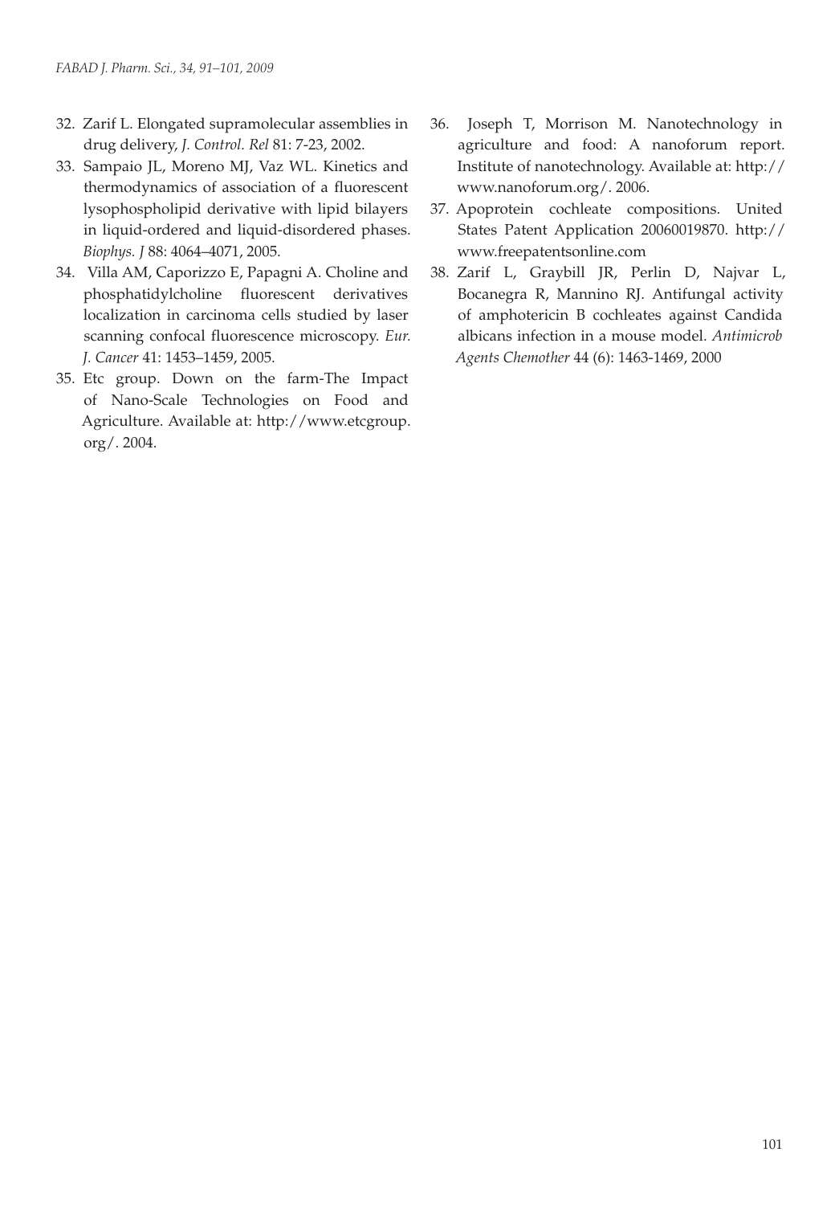32. Zarif L. Elongated supramolecular assemblies in drug delivery, *J. Control. Rel* 81: 7-23, 2002.
33. Sampaio JL, Moreno MJ, Vaz WL. Kinetics and thermodynamics of association of a fluorescent lysophospholipid derivative with lipid bilayers in liquid-ordered and liquid-disordered phases. *Biophys. J* 88: 4064–4071, 2005.
34. Villa AM, Caporizzo E, Papagni A. Choline and phosphatidylcholine fluorescent derivatives localization in carcinoma cells studied by laser scanning confocal fluorescence microscopy. *Eur. J. Cancer* 41: 1453–1459, 2005.
35. Etc group. Down on the farm-The Impact of Nano-Scale Technologies on Food and Agriculture. Available at: http://www.etcgroup.org/. 2004.
36. Joseph T, Morrison M. Nanotechnology in agriculture and food: A nanoforum report. Institute of nanotechnology. Available at: http://www.nanoforum.org/. 2006.
37. Apoprotein cochleate compositions. United States Patent Application 20060019870. http://www.freepatentsonline.com
38. Zarif L, Graybill JR, Perlin D, Najvar L, Bocanegra R, Mannino RJ. Antifungal activity of amphotericin B cochleates against Candida albicans infection in a mouse model. *Antimicrob Agents Chemother* 44 (6): 1463-1469, 2000